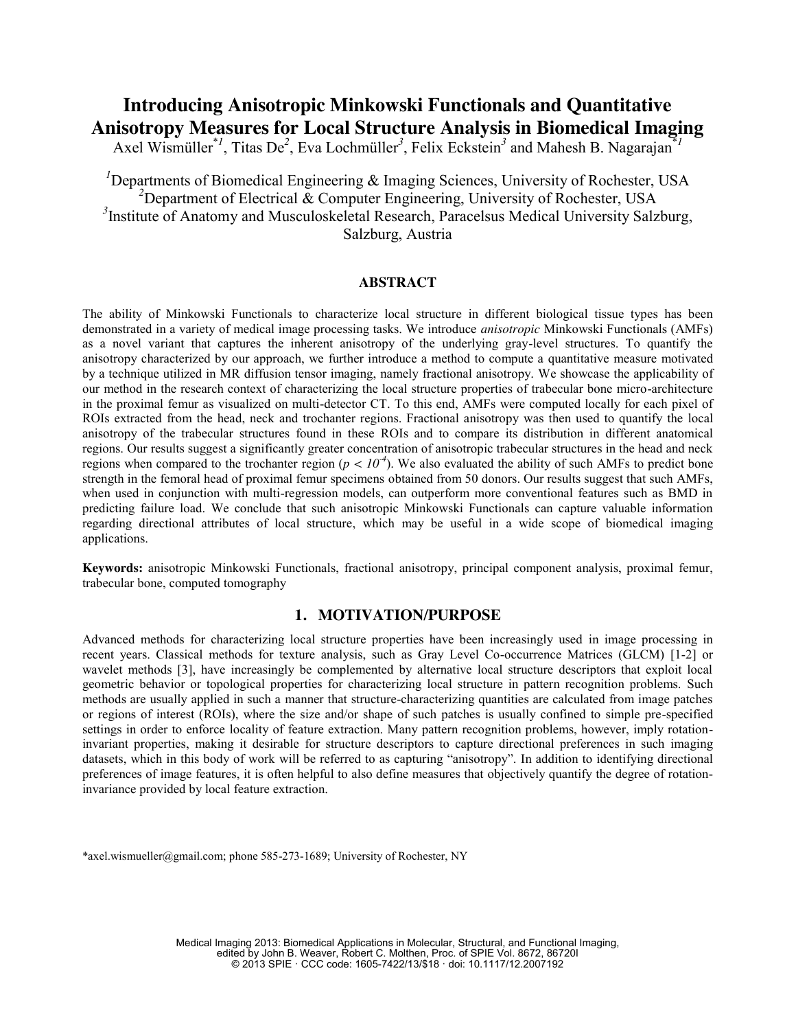# Introducing Anisotropic Minkowski Functionals and Quantitative Anisotropy Measures for Local Structure Analysis in Biomedical Imaging

Axel Wismüller*[1], Titas De[2], Eva Lochmüller[3], Felix Eckstein[3] and Mahesh B. Nagarajan*[1]

[1]Departments of Biomedical Engineering & Imaging Sciences, University of Rochester, USA
[2]Department of Electrical & Computer Engineering, University of Rochester, USA
[3]Institute of Anatomy and Musculoskeletal Research, Paracelsus Medical University Salzburg, Salzburg, Austria

## ABSTRACT

The ability of Minkowski Functionals to characterize local structure in different biological tissue types has been demonstrated in a variety of medical image processing tasks. We introduce *anisotropic* Minkowski Functionals (AMFs) as a novel variant that captures the inherent anisotropy of the underlying gray-level structures. To quantify the anisotropy characterized by our approach, we further introduce a method to compute a quantitative measure motivated by a technique utilized in MR diffusion tensor imaging, namely fractional anisotropy. We showcase the applicability of our method in the research context of characterizing the local structure properties of trabecular bone micro-architecture in the proximal femur as visualized on multi-detector CT. To this end, AMFs were computed locally for each pixel of ROIs extracted from the head, neck and trochanter regions. Fractional anisotropy was then used to quantify the local anisotropy of the trabecular structures found in these ROIs and to compare its distribution in different anatomical regions. Our results suggest a significantly greater concentration of anisotropic trabecular structures in the head and neck regions when compared to the trochanter region ($p < 10^{-4}$). We also evaluated the ability of such AMFs to predict bone strength in the femoral head of proximal femur specimens obtained from 50 donors. Our results suggest that such AMFs, when used in conjunction with multi-regression models, can outperform more conventional features such as BMD in predicting failure load. We conclude that such anisotropic Minkowski Functionals can capture valuable information regarding directional attributes of local structure, which may be useful in a wide scope of biomedical imaging applications.

**Keywords:** anisotropic Minkowski Functionals, fractional anisotropy, principal component analysis, proximal femur, trabecular bone, computed tomography

## 1. MOTIVATION/PURPOSE

Advanced methods for characterizing local structure properties have been increasingly used in image processing in recent years. Classical methods for texture analysis, such as Gray Level Co-occurrence Matrices (GLCM) [1-2] or wavelet methods [3], have increasingly be complemented by alternative local structure descriptors that exploit local geometric behavior or topological properties for characterizing local structure in pattern recognition problems. Such methods are usually applied in such a manner that structure-characterizing quantities are calculated from image patches or regions of interest (ROIs), where the size and/or shape of such patches is usually confined to simple pre-specified settings in order to enforce locality of feature extraction. Many pattern recognition problems, however, imply rotation-invariant properties, making it desirable for structure descriptors to capture directional preferences in such imaging datasets, which in this body of work will be referred to as capturing "anisotropy". In addition to identifying directional preferences of image features, it is often helpful to also define measures that objectively quantify the degree of rotation-invariance provided by local feature extraction.

*axel.wismueller@gmail.com; phone 585-273-1689; University of Rochester, NY

Medical Imaging 2013: Biomedical Applications in Molecular, Structural, and Functional Imaging, edited by John B. Weaver, Robert C. Molthen, Proc. of SPIE Vol. 8672, 86720I
© 2013 SPIE · CCC code: 1605-7422/13/$18 · doi: 10.1117/12.2007192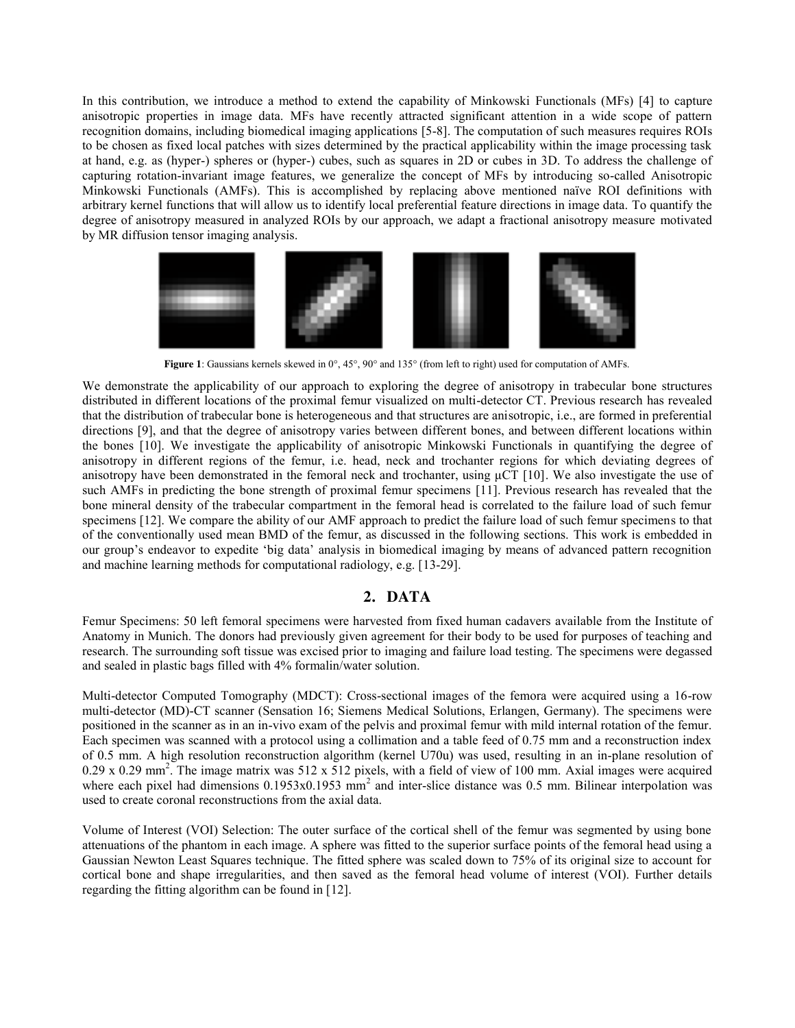In this contribution, we introduce a method to extend the capability of Minkowski Functionals (MFs) [4] to capture anisotropic properties in image data. MFs have recently attracted significant attention in a wide scope of pattern recognition domains, including biomedical imaging applications [5-8]. The computation of such measures requires ROIs to be chosen as fixed local patches with sizes determined by the practical applicability within the image processing task at hand, e.g. as (hyper-) spheres or (hyper-) cubes, such as squares in 2D or cubes in 3D. To address the challenge of capturing rotation-invariant image features, we generalize the concept of MFs by introducing so-called Anisotropic Minkowski Functionals (AMFs). This is accomplished by replacing above mentioned naïve ROI definitions with arbitrary kernel functions that will allow us to identify local preferential feature directions in image data. To quantify the degree of anisotropy measured in analyzed ROIs by our approach, we adapt a fractional anisotropy measure motivated by MR diffusion tensor imaging analysis.

**Figure 1**: Gaussians kernels skewed in 0°, 45°, 90° and 135° (from left to right) used for computation of AMFs.

We demonstrate the applicability of our approach to exploring the degree of anisotropy in trabecular bone structures distributed in different locations of the proximal femur visualized on multi-detector CT. Previous research has revealed that the distribution of trabecular bone is heterogeneous and that structures are anisotropic, i.e., are formed in preferential directions [9], and that the degree of anisotropy varies between different bones, and between different locations within the bones [10]. We investigate the applicability of anisotropic Minkowski Functionals in quantifying the degree of anisotropy in different regions of the femur, i.e. head, neck and trochanter regions for which deviating degrees of anisotropy have been demonstrated in the femoral neck and trochanter, using μCT [10]. We also investigate the use of such AMFs in predicting the bone strength of proximal femur specimens [11]. Previous research has revealed that the bone mineral density of the trabecular compartment in the femoral head is correlated to the failure load of such femur specimens [12]. We compare the ability of our AMF approach to predict the failure load of such femur specimens to that of the conventionally used mean BMD of the femur, as discussed in the following sections. This work is embedded in our group's endeavor to expedite 'big data' analysis in biomedical imaging by means of advanced pattern recognition and machine learning methods for computational radiology, e.g. [13-29].

## 2. DATA

Femur Specimens: 50 left femoral specimens were harvested from fixed human cadavers available from the Institute of Anatomy in Munich. The donors had previously given agreement for their body to be used for purposes of teaching and research. The surrounding soft tissue was excised prior to imaging and failure load testing. The specimens were degassed and sealed in plastic bags filled with 4% formalin/water solution.

Multi-detector Computed Tomography (MDCT): Cross-sectional images of the femora were acquired using a 16-row multi-detector (MD)-CT scanner (Sensation 16; Siemens Medical Solutions, Erlangen, Germany). The specimens were positioned in the scanner as in an in-vivo exam of the pelvis and proximal femur with mild internal rotation of the femur. Each specimen was scanned with a protocol using a collimation and a table feed of 0.75 mm and a reconstruction index of 0.5 mm. A high resolution reconstruction algorithm (kernel U70u) was used, resulting in an in-plane resolution of 0.29 x 0.29 $mm^2$. The image matrix was 512 x 512 pixels, with a field of view of 100 mm. Axial images were acquired where each pixel had dimensions 0.1953x0.1953 $mm^2$ and inter-slice distance was 0.5 mm. Bilinear interpolation was used to create coronal reconstructions from the axial data.

Volume of Interest (VOI) Selection: The outer surface of the cortical shell of the femur was segmented by using bone attenuations of the phantom in each image. A sphere was fitted to the superior surface points of the femoral head using a Gaussian Newton Least Squares technique. The fitted sphere was scaled down to 75% of its original size to account for cortical bone and shape irregularities, and then saved as the femoral head volume of interest (VOI). Further details regarding the fitting algorithm can be found in [12].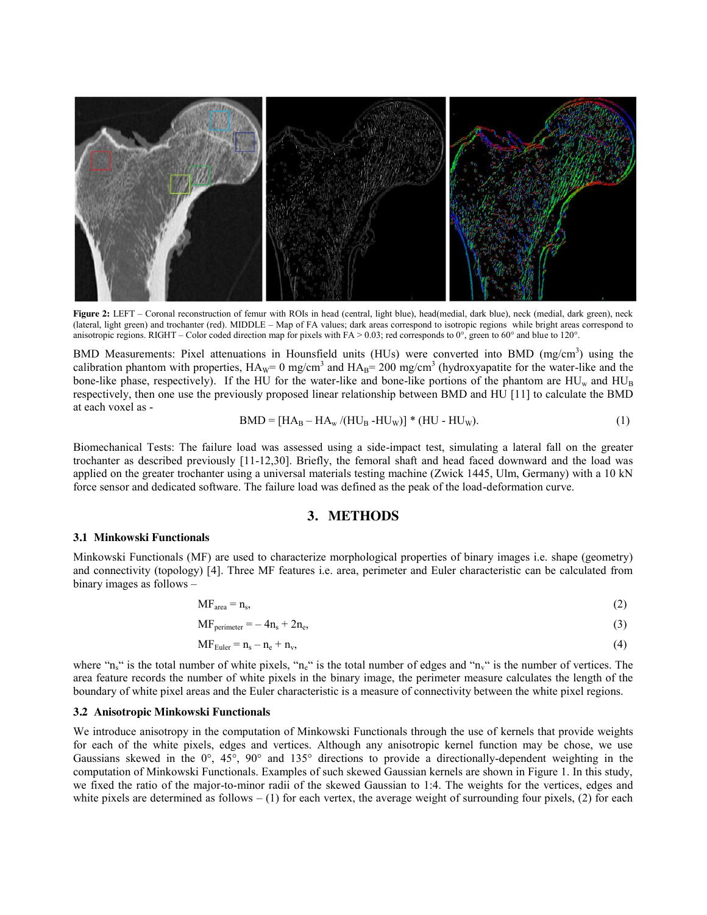**Figure 2:** LEFT – Coronal reconstruction of femur with ROIs in head (central, light blue), head(medial, dark blue), neck (medial, dark green), neck (lateral, light green) and trochanter (red). MIDDLE – Map of FA values; dark areas correspond to isotropic regions while bright areas correspond to anisotropic regions. RIGHT – Color coded direction map for pixels with FA > 0.03; red corresponds to 0°, green to 60° and blue to 120°.

BMD Measurements: Pixel attenuations in Hounsfield units (HUs) were converted into BMD ($mg/cm^3$) using the calibration phantom with properties, $HA_W = 0\ mg/cm^3$ and $HA_B = 200\ mg/cm^3$ (hydroxyapatite for the water-like and the bone-like phase, respectively). If the HU for the water-like and bone-like portions of the phantom are $HU_w$ and $HU_B$ respectively, then one use the previously proposed linear relationship between BMD and HU [11] to calculate the BMD at each voxel as -

$$BMD = [HA_B – HA_w /(HU_B - HU_W)] * (HU - HU_W). \tag{1}$$

Biomechanical Tests: The failure load was assessed using a side-impact test, simulating a lateral fall on the greater trochanter as described previously [11-12,30]. Briefly, the femoral shaft and head faced downward and the load was applied on the greater trochanter using a universal materials testing machine (Zwick 1445, Ulm, Germany) with a 10 kN force sensor and dedicated software. The failure load was defined as the peak of the load-deformation curve.

## 3. METHODS

### 3.1 Minkowski Functionals

Minkowski Functionals (MF) are used to characterize morphological properties of binary images i.e. shape (geometry) and connectivity (topology) [4]. Three MF features i.e. area, perimeter and Euler characteristic can be calculated from binary images as follows –

$$MF_{area} = n_s, \tag{2}$$

$$MF_{perimeter} = -4n_s + 2n_e, \tag{3}$$

$$MF_{Euler} = n_s - n_e + n_v, \tag{4}$$

where "$n_s$" is the total number of white pixels, "$n_e$" is the total number of edges and "$n_v$" is the number of vertices. The area feature records the number of white pixels in the binary image, the perimeter measure calculates the length of the boundary of white pixel areas and the Euler characteristic is a measure of connectivity between the white pixel regions.

### 3.2 Anisotropic Minkowski Functionals

We introduce anisotropy in the computation of Minkowski Functionals through the use of kernels that provide weights for each of the white pixels, edges and vertices. Although any anisotropic kernel function may be chose, we use Gaussians skewed in the 0°, 45°, 90° and 135° directions to provide a directionally-dependent weighting in the computation of Minkowski Functionals. Examples of such skewed Gaussian kernels are shown in Figure 1. In this study, we fixed the ratio of the major-to-minor radii of the skewed Gaussian to 1:4. The weights for the vertices, edges and white pixels are determined as follows – (1) for each vertex, the average weight of surrounding four pixels, (2) for each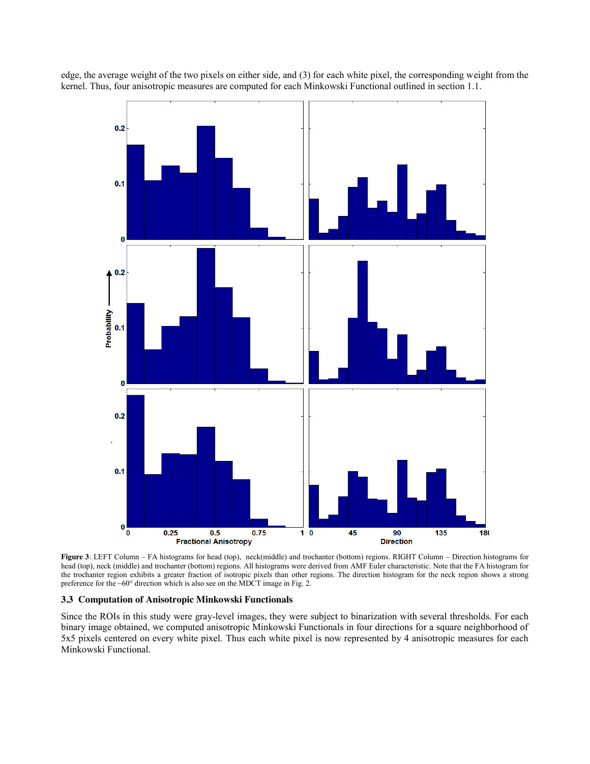edge, the average weight of the two pixels on either side, and (3) for each white pixel, the corresponding weight from the kernel. Thus, four anisotropic measures are computed for each Minkowski Functional outlined in section 1.1.

**Figure 3**: LEFT Column – FA histograms for head (top), neck(middle) and trochanter (bottom) regions. RIGHT Column – Direction histograms for head (top), neck (middle) and trochanter (bottom) regions. All histograms were derived from AMF Euler characteristic. Note that the FA histogram for the trochanter region exhibits a greater fraction of isotropic pixels than other regions. The direction histogram for the neck region shows a strong preference for the ~60° direction which is also see on the MDCT image in Fig. 2.

### 3.3 Computation of Anisotropic Minkowski Functionals

Since the ROIs in this study were gray-level images, they were subject to binarization with several thresholds. For each binary image obtained, we computed anisotropic Minkowski Functionals in four directions for a square neighborhood of 5x5 pixels centered on every white pixel. Thus each white pixel is now represented by 4 anisotropic measures for each Minkowski Functional.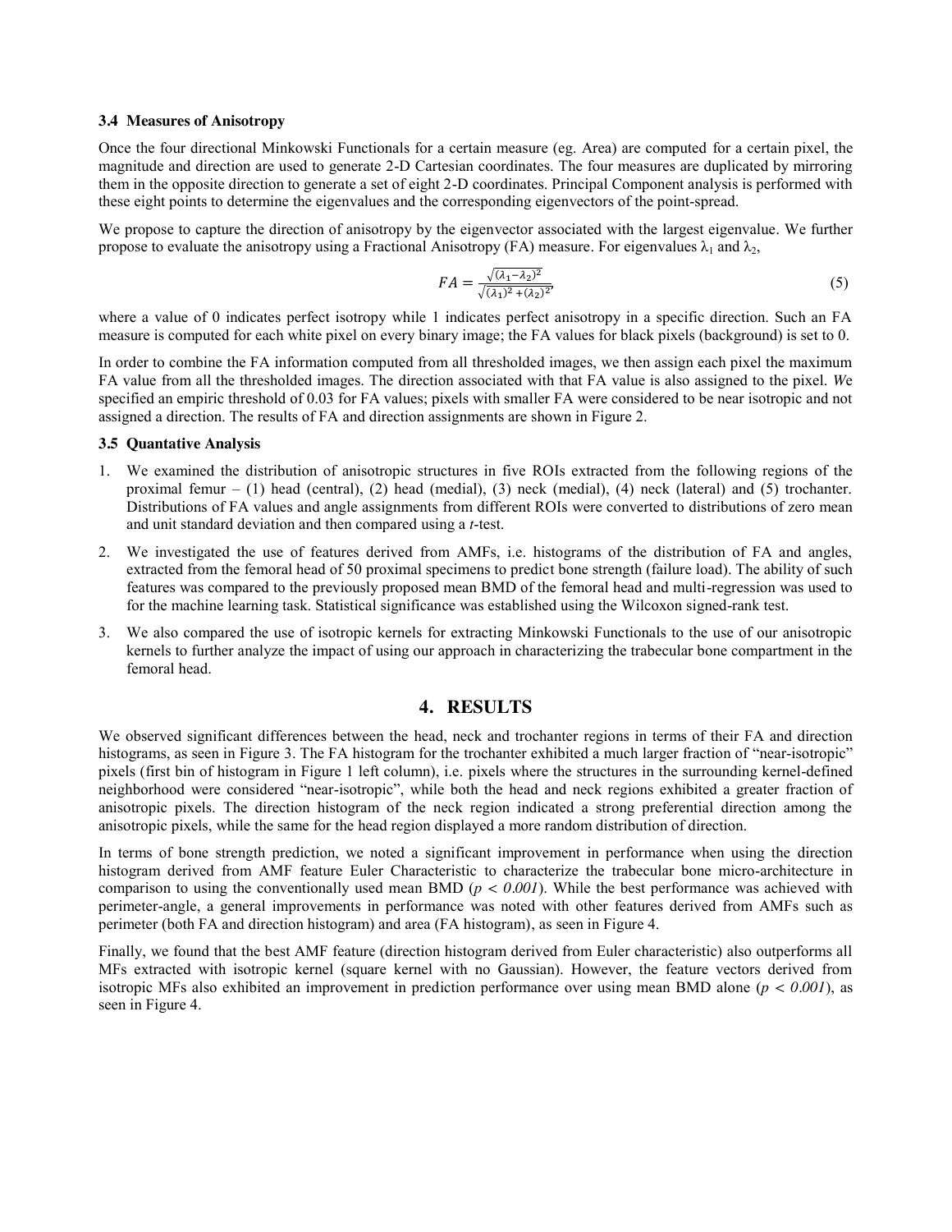### 3.4 Measures of Anisotropy

Once the four directional Minkowski Functionals for a certain measure (eg. Area) are computed for a certain pixel, the magnitude and direction are used to generate 2-D Cartesian coordinates. The four measures are duplicated by mirroring them in the opposite direction to generate a set of eight 2-D coordinates. Principal Component analysis is performed with these eight points to determine the eigenvalues and the corresponding eigenvectors of the point-spread.

We propose to capture the direction of anisotropy by the eigenvector associated with the largest eigenvalue. We further propose to evaluate the anisotropy using a Fractional Anisotropy (FA) measure. For eigenvalues $\lambda_1$ and $\lambda_2$,

$$FA = \frac{\sqrt{(\lambda_1 - \lambda_2)^2}}{\sqrt{(\lambda_1)^2 + (\lambda_2)^2}}, \tag{5}$$

where a value of 0 indicates perfect isotropy while 1 indicates perfect anisotropy in a specific direction. Such an FA measure is computed for each white pixel on every binary image; the FA values for black pixels (background) is set to 0.

In order to combine the FA information computed from all thresholded images, we then assign each pixel the maximum FA value from all the thresholded images. The direction associated with that FA value is also assigned to the pixel. We specified an empiric threshold of 0.03 for FA values; pixels with smaller FA were considered to be near isotropic and not assigned a direction. The results of FA and direction assignments are shown in Figure 2.

### 3.5 Quantative Analysis

1. We examined the distribution of anisotropic structures in five ROIs extracted from the following regions of the proximal femur – (1) head (central), (2) head (medial), (3) neck (medial), (4) neck (lateral) and (5) trochanter. Distributions of FA values and angle assignments from different ROIs were converted to distributions of zero mean and unit standard deviation and then compared using a *t*-test.
2. We investigated the use of features derived from AMFs, i.e. histograms of the distribution of FA and angles, extracted from the femoral head of 50 proximal specimens to predict bone strength (failure load). The ability of such features was compared to the previously proposed mean BMD of the femoral head and multi-regression was used to for the machine learning task. Statistical significance was established using the Wilcoxon signed-rank test.
3. We also compared the use of isotropic kernels for extracting Minkowski Functionals to the use of our anisotropic kernels to further analyze the impact of using our approach in characterizing the trabecular bone compartment in the femoral head.

## 4. RESULTS

We observed significant differences between the head, neck and trochanter regions in terms of their FA and direction histograms, as seen in Figure 3. The FA histogram for the trochanter exhibited a much larger fraction of "near-isotropic" pixels (first bin of histogram in Figure 1 left column), i.e. pixels where the structures in the surrounding kernel-defined neighborhood were considered "near-isotropic", while both the head and neck regions exhibited a greater fraction of anisotropic pixels. The direction histogram of the neck region indicated a strong preferential direction among the anisotropic pixels, while the same for the head region displayed a more random distribution of direction.

In terms of bone strength prediction, we noted a significant improvement in performance when using the direction histogram derived from AMF feature Euler Characteristic to characterize the trabecular bone micro-architecture in comparison to using the conventionally used mean BMD ($p < 0.001$). While the best performance was achieved with perimeter-angle, a general improvements in performance was noted with other features derived from AMFs such as perimeter (both FA and direction histogram) and area (FA histogram), as seen in Figure 4.

Finally, we found that the best AMF feature (direction histogram derived from Euler characteristic) also outperforms all MFs extracted with isotropic kernel (square kernel with no Gaussian). However, the feature vectors derived from isotropic MFs also exhibited an improvement in prediction performance over using mean BMD alone ($p < 0.001$), as seen in Figure 4.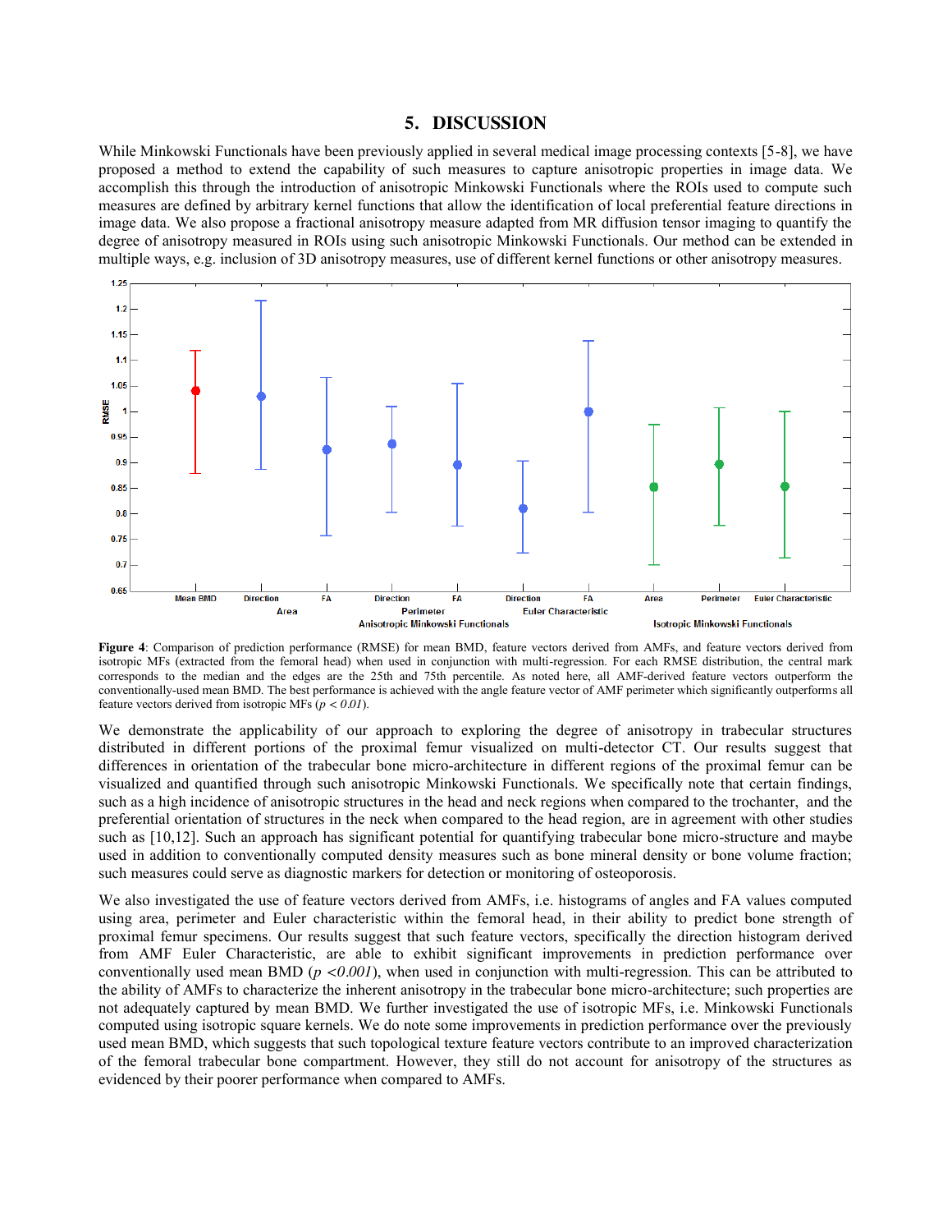## 5. DISCUSSION

While Minkowski Functionals have been previously applied in several medical image processing contexts [5-8], we have proposed a method to extend the capability of such measures to capture anisotropic properties in image data. We accomplish this through the introduction of anisotropic Minkowski Functionals where the ROIs used to compute such measures are defined by arbitrary kernel functions that allow the identification of local preferential feature directions in image data. We also propose a fractional anisotropy measure adapted from MR diffusion tensor imaging to quantify the degree of anisotropy measured in ROIs using such anisotropic Minkowski Functionals. Our method can be extended in multiple ways, e.g. inclusion of 3D anisotropy measures, use of different kernel functions or other anisotropy measures.

**Figure 4**: Comparison of prediction performance (RMSE) for mean BMD, feature vectors derived from AMFs, and feature vectors derived from isotropic MFs (extracted from the femoral head) when used in conjunction with multi-regression. For each RMSE distribution, the central mark corresponds to the median and the edges are the 25th and 75th percentile. As noted here, all AMF-derived feature vectors outperform the conventionally-used mean BMD. The best performance is achieved with the angle feature vector of AMF perimeter which significantly outperforms all feature vectors derived from isotropic MFs ($p < 0.01$).

We demonstrate the applicability of our approach to exploring the degree of anisotropy in trabecular structures distributed in different portions of the proximal femur visualized on multi-detector CT. Our results suggest that differences in orientation of the trabecular bone micro-architecture in different regions of the proximal femur can be visualized and quantified through such anisotropic Minkowski Functionals. We specifically note that certain findings, such as a high incidence of anisotropic structures in the head and neck regions when compared to the trochanter, and the preferential orientation of structures in the neck when compared to the head region, are in agreement with other studies such as [10,12]. Such an approach has significant potential for quantifying trabecular bone micro-structure and maybe used in addition to conventionally computed density measures such as bone mineral density or bone volume fraction; such measures could serve as diagnostic markers for detection or monitoring of osteoporosis.

We also investigated the use of feature vectors derived from AMFs, i.e. histograms of angles and FA values computed using area, perimeter and Euler characteristic within the femoral head, in their ability to predict bone strength of proximal femur specimens. Our results suggest that such feature vectors, specifically the direction histogram derived from AMF Euler Characteristic, are able to exhibit significant improvements in prediction performance over conventionally used mean BMD ($p < 0.001$), when used in conjunction with multi-regression. This can be attributed to the ability of AMFs to characterize the inherent anisotropy in the trabecular bone micro-architecture; such properties are not adequately captured by mean BMD. We further investigated the use of isotropic MFs, i.e. Minkowski Functionals computed using isotropic square kernels. We do note some improvements in prediction performance over the previously used mean BMD, which suggests that such topological texture feature vectors contribute to an improved characterization of the femoral trabecular bone compartment. However, they still do not account for anisotropy of the structures as evidenced by their poorer performance when compared to AMFs.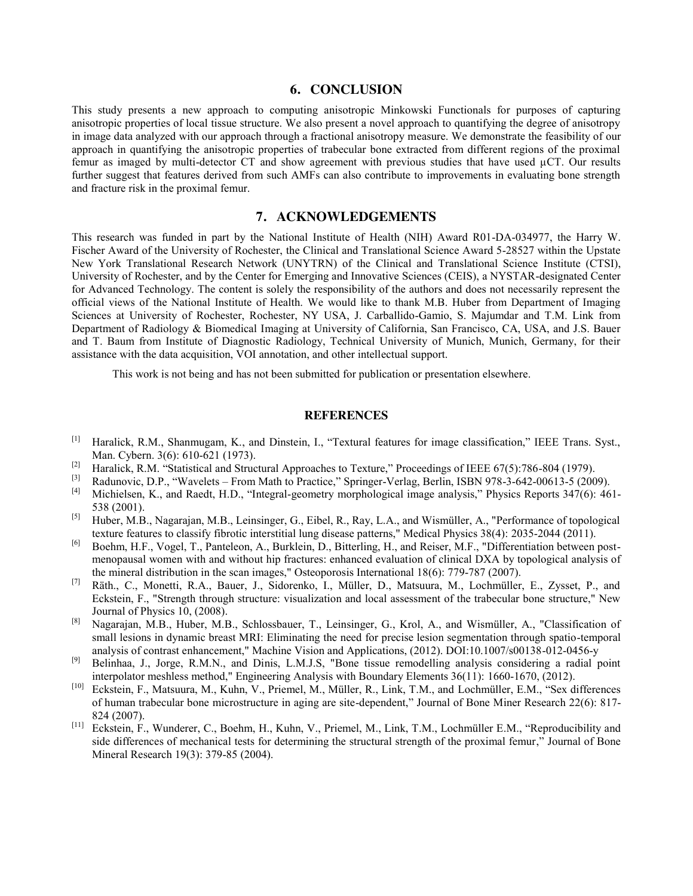## 6. CONCLUSION

This study presents a new approach to computing anisotropic Minkowski Functionals for purposes of capturing anisotropic properties of local tissue structure. We also present a novel approach to quantifying the degree of anisotropy in image data analyzed with our approach through a fractional anisotropy measure. We demonstrate the feasibility of our approach in quantifying the anisotropic properties of trabecular bone extracted from different regions of the proximal femur as imaged by multi-detector CT and show agreement with previous studies that have used μCT. Our results further suggest that features derived from such AMFs can also contribute to improvements in evaluating bone strength and fracture risk in the proximal femur.

## 7. ACKNOWLEDGEMENTS

This research was funded in part by the National Institute of Health (NIH) Award R01-DA-034977, the Harry W. Fischer Award of the University of Rochester, the Clinical and Translational Science Award 5-28527 within the Upstate New York Translational Research Network (UNYTRN) of the Clinical and Translational Science Institute (CTSI), University of Rochester, and by the Center for Emerging and Innovative Sciences (CEIS), a NYSTAR-designated Center for Advanced Technology. The content is solely the responsibility of the authors and does not necessarily represent the official views of the National Institute of Health. We would like to thank M.B. Huber from Department of Imaging Sciences at University of Rochester, Rochester, NY USA, J. Carballido-Gamio, S. Majumdar and T.M. Link from Department of Radiology & Biomedical Imaging at University of California, San Francisco, CA, USA, and J.S. Bauer and T. Baum from Institute of Diagnostic Radiology, Technical University of Munich, Munich, Germany, for their assistance with the data acquisition, VOI annotation, and other intellectual support.

This work is not being and has not been submitted for publication or presentation elsewhere.

## REFERENCES

[1] Haralick, R.M., Shanmugam, K., and Dinstein, I., "Textural features for image classification," IEEE Trans. Syst., Man. Cybern. 3(6): 610-621 (1973).

[2] Haralick, R.M. "Statistical and Structural Approaches to Texture," Proceedings of IEEE 67(5):786-804 (1979).

[3] Radunovic, D.P., "Wavelets – From Math to Practice," Springer-Verlag, Berlin, ISBN 978-3-642-00613-5 (2009).

[4] Michielsen, K., and Raedt, H.D., "Integral-geometry morphological image analysis," Physics Reports 347(6): 461-538 (2001).

[5] Huber, M.B., Nagarajan, M.B., Leinsinger, G., Eibel, R., Ray, L.A., and Wismüller, A., "Performance of topological texture features to classify fibrotic interstitial lung disease patterns," Medical Physics 38(4): 2035-2044 (2011).

[6] Boehm, H.F., Vogel, T., Panteleon, A., Burklein, D., Bitterling, H., and Reiser, M.F., "Differentiation between post-menopausal women with and without hip fractures: enhanced evaluation of clinical DXA by topological analysis of the mineral distribution in the scan images," Osteoporosis International 18(6): 779-787 (2007).

[7] Räth., C., Monetti, R.A., Bauer, J., Sidorenko, I., Müller, D., Matsuura, M., Lochmüller, E., Zysset, P., and Eckstein, F., "Strength through structure: visualization and local assessment of the trabecular bone structure," New Journal of Physics 10, (2008).

[8] Nagarajan, M.B., Huber, M.B., Schlossbauer, T., Leinsinger, G., Krol, A., and Wismüller, A., "Classification of small lesions in dynamic breast MRI: Eliminating the need for precise lesion segmentation through spatio-temporal analysis of contrast enhancement," Machine Vision and Applications, (2012). DOI:10.1007/s00138-012-0456-y

[9] Belinhaa, J., Jorge, R.M.N., and Dinis, L.M.J.S, "Bone tissue remodelling analysis considering a radial point interpolator meshless method," Engineering Analysis with Boundary Elements 36(11): 1660-1670, (2012).

[10] Eckstein, F., Matsuura, M., Kuhn, V., Priemel, M., Müller, R., Link, T.M., and Lochmüller, E.M., "Sex differences of human trabecular bone microstructure in aging are site-dependent," Journal of Bone Miner Research 22(6): 817-824 (2007).

[11] Eckstein, F., Wunderer, C., Boehm, H., Kuhn, V., Priemel, M., Link, T.M., Lochmüller E.M., "Reproducibility and side differences of mechanical tests for determining the structural strength of the proximal femur," Journal of Bone Mineral Research 19(3): 379-85 (2004).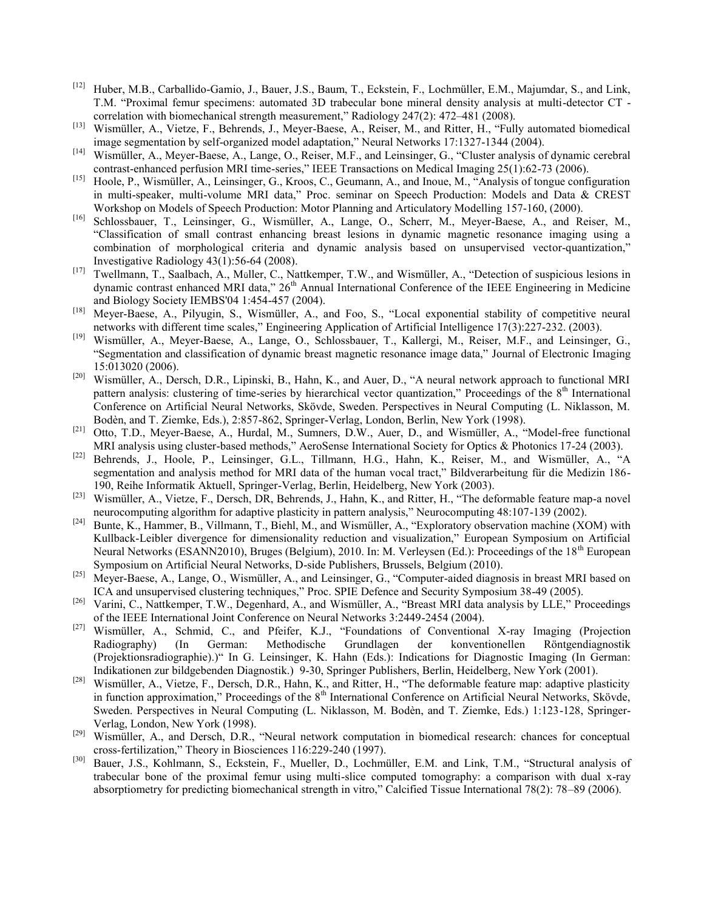[12] Huber, M.B., Carballido-Gamio, J., Bauer, J.S., Baum, T., Eckstein, F., Lochmüller, E.M., Majumdar, S., and Link, T.M. "Proximal femur specimens: automated 3D trabecular bone mineral density analysis at multi-detector CT - correlation with biomechanical strength measurement," Radiology 247(2): 472–481 (2008).

[13] Wismüller, A., Vietze, F., Behrends, J., Meyer-Baese, A., Reiser, M., and Ritter, H., "Fully automated biomedical image segmentation by self-organized model adaptation," Neural Networks 17:1327-1344 (2004).

[14] Wismüller, A., Meyer-Baese, A., Lange, O., Reiser, M.F., and Leinsinger, G., "Cluster analysis of dynamic cerebral contrast-enhanced perfusion MRI time-series," IEEE Transactions on Medical Imaging 25(1):62-73 (2006).

[15] Hoole, P., Wismüller, A., Leinsinger, G., Kroos, C., Geumann, A., and Inoue, M., "Analysis of tongue configuration in multi-speaker, multi-volume MRI data," Proc. seminar on Speech Production: Models and Data & CREST Workshop on Models of Speech Production: Motor Planning and Articulatory Modelling 157-160, (2000).

[16] Schlossbauer, T., Leinsinger, G., Wismüller, A., Lange, O., Scherr, M., Meyer-Baese, A., and Reiser, M., "Classification of small contrast enhancing breast lesions in dynamic magnetic resonance imaging using a combination of morphological criteria and dynamic analysis based on unsupervised vector-quantization," Investigative Radiology 43(1):56-64 (2008).

[17] Twellmann, T., Saalbach, A., Müller, C., Nattkemper, T.W., and Wismüller, A., "Detection of suspicious lesions in dynamic contrast enhanced MRI data," 26th Annual International Conference of the IEEE Engineering in Medicine and Biology Society IEMBS'04 1:454-457 (2004).

[18] Meyer-Baese, A., Pilyugin, S., Wismüller, A., and Foo, S., "Local exponential stability of competitive neural networks with different time scales," Engineering Application of Artificial Intelligence 17(3):227-232. (2003).

[19] Wismüller, A., Meyer-Baese, A., Lange, O., Schlossbauer, T., Kallergi, M., Reiser, M.F., and Leinsinger, G., "Segmentation and classification of dynamic breast magnetic resonance image data," Journal of Electronic Imaging 15:013020 (2006).

[20] Wismüller, A., Dersch, D.R., Lipinski, B., Hahn, K., and Auer, D., "A neural network approach to functional MRI pattern analysis: clustering of time-series by hierarchical vector quantization," Proceedings of the 8th International Conference on Artificial Neural Networks, Skövde, Sweden. Perspectives in Neural Computing (L. Niklasson, M. Bodèn, and T. Ziemke, Eds.), 2:857-862, Springer-Verlag, London, Berlin, New York (1998).

[21] Otto, T.D., Meyer-Baese, A., Hurdal, M., Sumners, D.W., Auer, D., and Wismüller, A., "Model-free functional MRI analysis using cluster-based methods," AeroSense International Society for Optics & Photonics 17-24 (2003).

[22] Behrends, J., Hoole, P., Leinsinger, G.L., Tillmann, H.G., Hahn, K., Reiser, M., and Wismüller, A., "A segmentation and analysis method for MRI data of the human vocal tract," Bildverarbeitung für die Medizin 186-190, Reihe Informatik Aktuell, Springer-Verlag, Berlin, Heidelberg, New York (2003).

[23] Wismüller, A., Vietze, F., Dersch, DR, Behrends, J., Hahn, K., and Ritter, H., "The deformable feature map-a novel neurocomputing algorithm for adaptive plasticity in pattern analysis," Neurocomputing 48:107-139 (2002).

[24] Bunte, K., Hammer, B., Villmann, T., Biehl, M., and Wismüller, A., "Exploratory observation machine (XOM) with Kullback-Leibler divergence for dimensionality reduction and visualization," European Symposium on Artificial Neural Networks (ESANN2010), Bruges (Belgium), 2010. In: M. Verleysen (Ed.): Proceedings of the 18th European Symposium on Artificial Neural Networks, D-side Publishers, Brussels, Belgium (2010).

[25] Meyer-Baese, A., Lange, O., Wismüller, A., and Leinsinger, G., "Computer-aided diagnosis in breast MRI based on ICA and unsupervised clustering techniques," Proc. SPIE Defence and Security Symposium 38-49 (2005).

[26] Varini, C., Nattkemper, T.W., Degenhard, A., and Wismüller, A., "Breast MRI data analysis by LLE," Proceedings of the IEEE International Joint Conference on Neural Networks 3:2449-2454 (2004).

[27] Wismüller, A., Schmid, C., and Pfeifer, K.J., "Foundations of Conventional X-ray Imaging (Projection Radiography) (In German: Methodische Grundlagen der konventionellen Röntgendiagnostik (Projektionsradiographie).)" In G. Leinsinger, K. Hahn (Eds.): Indications for Diagnostic Imaging (In German: Indikationen zur bildgebenden Diagnostik.) 9-30, Springer Publishers, Berlin, Heidelberg, New York (2001).

[28] Wismüller, A., Vietze, F., Dersch, D.R., Hahn, K., and Ritter, H., "The deformable feature map: adaptive plasticity in function approximation," Proceedings of the 8th International Conference on Artificial Neural Networks, Skövde, Sweden. Perspectives in Neural Computing (L. Niklasson, M. Bodèn, and T. Ziemke, Eds.) 1:123-128, Springer-Verlag, London, New York (1998).

[29] Wismüller, A., and Dersch, D.R., "Neural network computation in biomedical research: chances for conceptual cross-fertilization," Theory in Biosciences 116:229-240 (1997).

[30] Bauer, J.S., Kohlmann, S., Eckstein, F., Mueller, D., Lochmüller, E.M. and Link, T.M., "Structural analysis of trabecular bone of the proximal femur using multi-slice computed tomography: a comparison with dual x-ray absorptiometry for predicting biomechanical strength in vitro," Calcified Tissue International 78(2): 78–89 (2006).